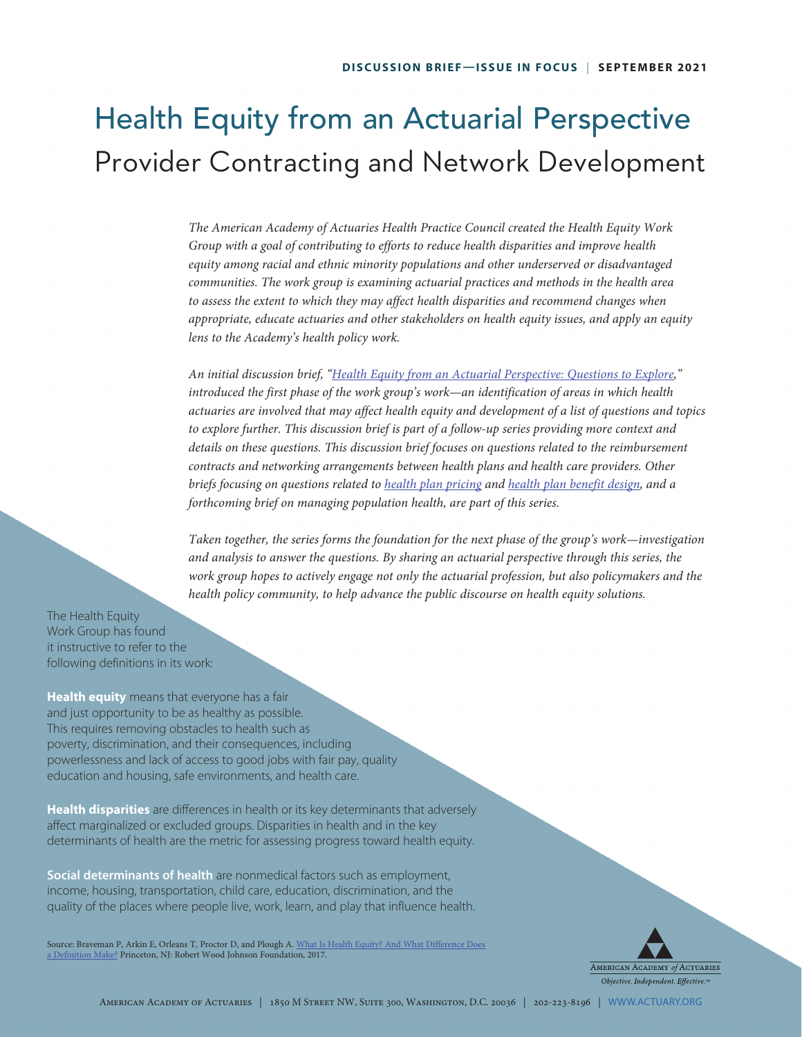DISCUSSION BRIEF—ISSUE IN FOCUS | SEPTEMBER 2021

# Health Equity from an Actuarial Perspective

## Provider Contracting and Network Development

*The American Academy of Actuaries Health Practice Council created the Health Equity Work Group with a goal of contributing to efforts to reduce health disparities and improve health equity among racial and ethnic minority populations and other underserved or disadvantaged communities. The work group is examining actuarial practices and methods in the health area to assess the extent to which they may affect health disparities and recommend changes when appropriate, educate actuaries and other stakeholders on health equity issues, and apply an equity lens to the Academy's health policy work.*

*An initial discussion brief, "Health Equity from an Actuarial Perspective: Questions to Explore," introduced the first phase of the work group's work—an identification of areas in which health actuaries are involved that may affect health equity and development of a list of questions and topics to explore further. This discussion brief is part of a follow-up series providing more context and details on these questions. This discussion brief focuses on questions related to the reimbursement contracts and networking arrangements between health plans and health care providers. Other briefs focusing on questions related to health plan pricing and health plan benefit design, and a forthcoming brief on managing population health, are part of this series.*

*Taken together, the series forms the foundation for the next phase of the group's work—investigation and analysis to answer the questions. By sharing an actuarial perspective through this series, the work group hopes to actively engage not only the actuarial profession, but also policymakers and the health policy community, to help advance the public discourse on health equity solutions.*

The Health Equity Work Group has found it instructive to refer to the following definitions in its work:

**Health equity** means that everyone has a fair and just opportunity to be as healthy as possible. This requires removing obstacles to health such as poverty, discrimination, and their consequences, including powerlessness and lack of access to good jobs with fair pay, quality education and housing, safe environments, and health care.

**Health disparities** are differences in health or its key determinants that adversely affect marginalized or excluded groups. Disparities in health and in the key determinants of health are the metric for assessing progress toward health equity.

**Social determinants of health** are nonmedical factors such as employment, income, housing, transportation, child care, education, discrimination, and the quality of the places where people live, work, learn, and play that influence health.

Source: Braveman P, Arkin E, Orleans T, Proctor D, and Plough A. What Is Health Equity? And What Difference Does a Definition Make? Princeton, NJ: Robert Wood Johnson Foundation, 2017.

American Academy of Actuaries
*Objective. Independent. Effective.™*

American Academy of Actuaries | 1850 M Street NW, Suite 300, Washington, D.C. 20036 | 202-223-8196 | WWW.ACTUARY.ORG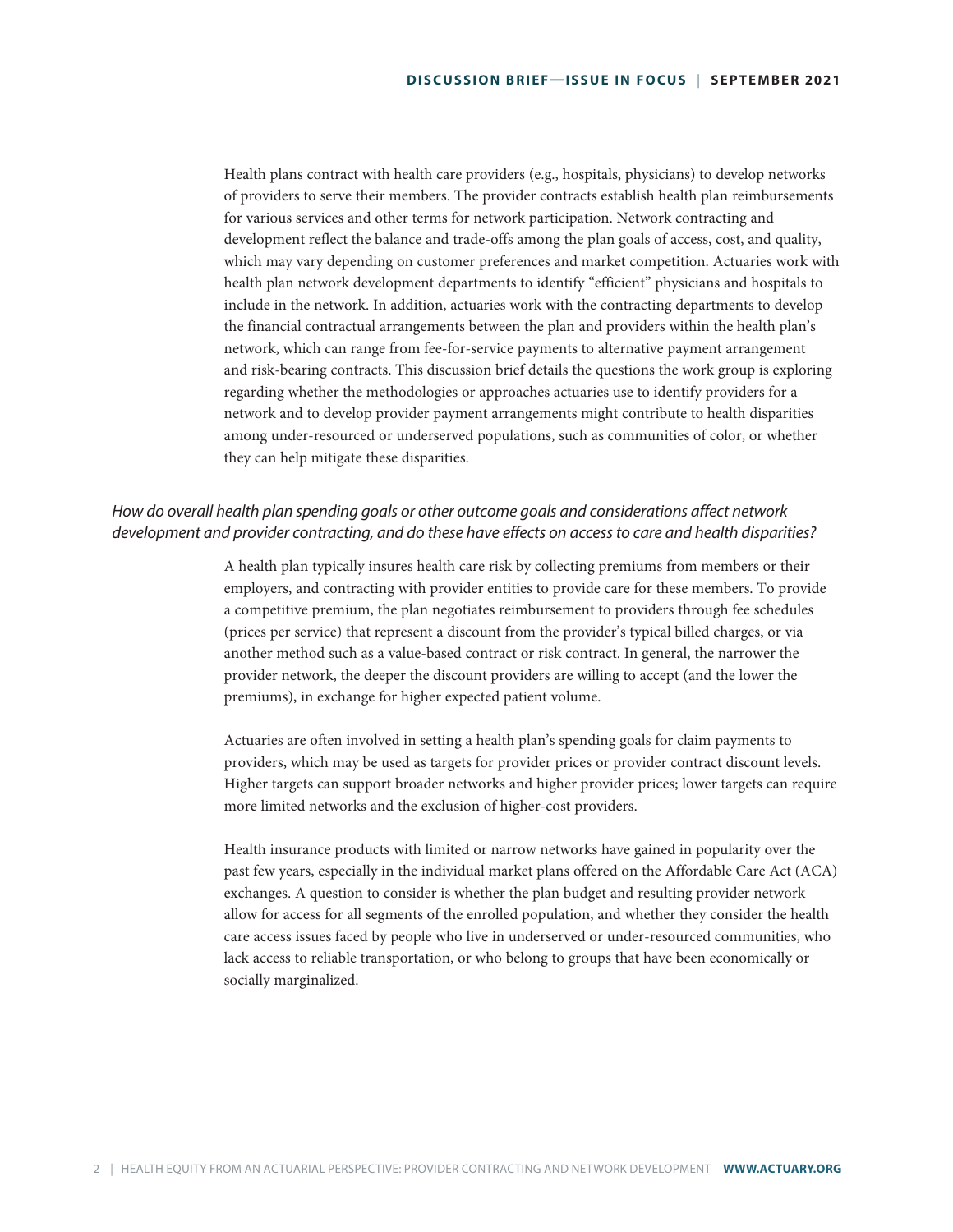Health plans contract with health care providers (e.g., hospitals, physicians) to develop networks of providers to serve their members. The provider contracts establish health plan reimbursements for various services and other terms for network participation. Network contracting and development reflect the balance and trade-offs among the plan goals of access, cost, and quality, which may vary depending on customer preferences and market competition. Actuaries work with health plan network development departments to identify "efficient" physicians and hospitals to include in the network. In addition, actuaries work with the contracting departments to develop the financial contractual arrangements between the plan and providers within the health plan's network, which can range from fee-for-service payments to alternative payment arrangement and risk-bearing contracts. This discussion brief details the questions the work group is exploring regarding whether the methodologies or approaches actuaries use to identify providers for a network and to develop provider payment arrangements might contribute to health disparities among under-resourced or underserved populations, such as communities of color, or whether they can help mitigate these disparities.

### *How do overall health plan spending goals or other outcome goals and considerations affect network development and provider contracting, and do these have effects on access to care and health disparities?*

A health plan typically insures health care risk by collecting premiums from members or their employers, and contracting with provider entities to provide care for these members. To provide a competitive premium, the plan negotiates reimbursement to providers through fee schedules (prices per service) that represent a discount from the provider's typical billed charges, or via another method such as a value-based contract or risk contract. In general, the narrower the provider network, the deeper the discount providers are willing to accept (and the lower the premiums), in exchange for higher expected patient volume.

Actuaries are often involved in setting a health plan's spending goals for claim payments to providers, which may be used as targets for provider prices or provider contract discount levels. Higher targets can support broader networks and higher provider prices; lower targets can require more limited networks and the exclusion of higher-cost providers.

Health insurance products with limited or narrow networks have gained in popularity over the past few years, especially in the individual market plans offered on the Affordable Care Act (ACA) exchanges. A question to consider is whether the plan budget and resulting provider network allow for access for all segments of the enrolled population, and whether they consider the health care access issues faced by people who live in underserved or under-resourced communities, who lack access to reliable transportation, or who belong to groups that have been economically or socially marginalized.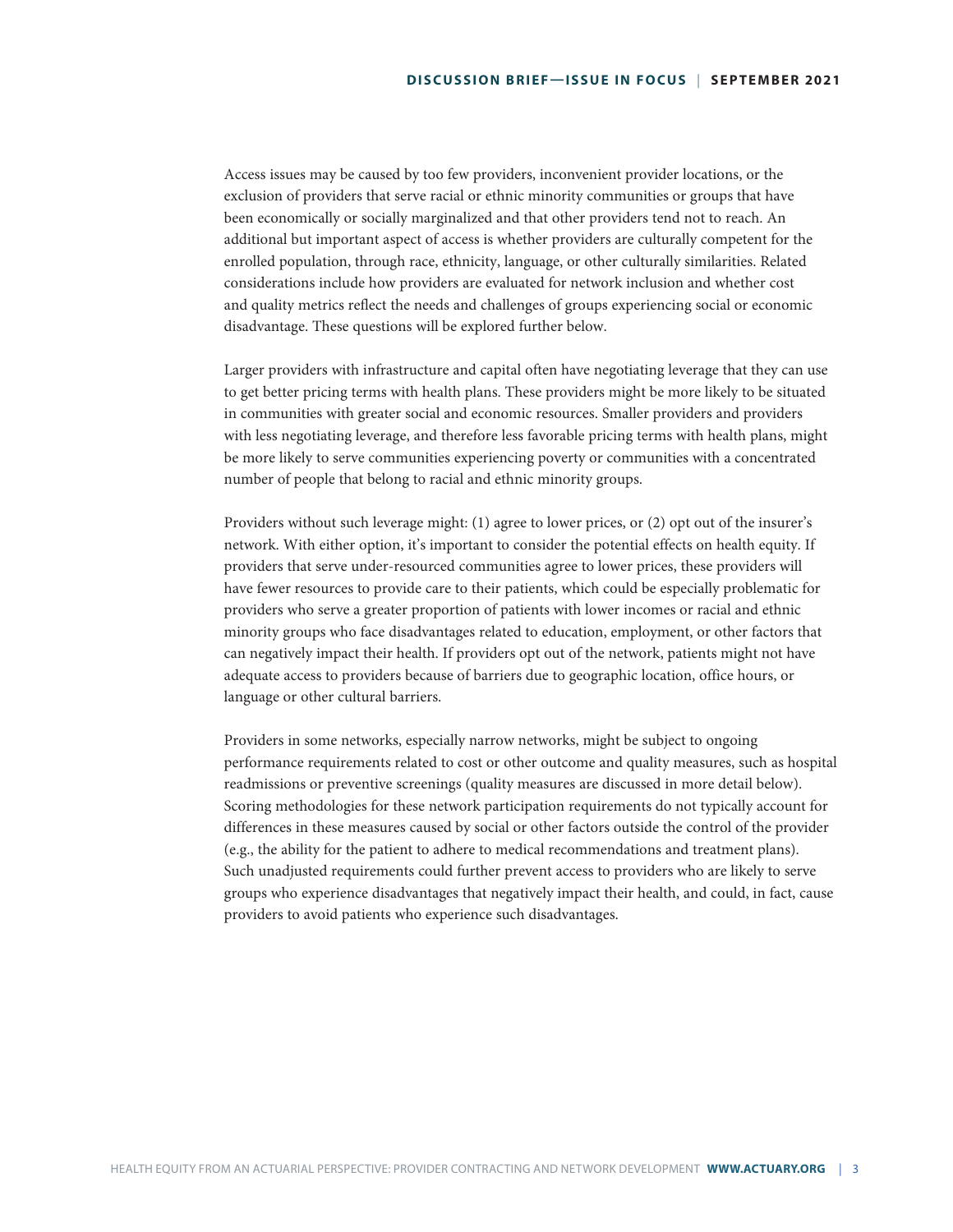Access issues may be caused by too few providers, inconvenient provider locations, or the exclusion of providers that serve racial or ethnic minority communities or groups that have been economically or socially marginalized and that other providers tend not to reach. An additional but important aspect of access is whether providers are culturally competent for the enrolled population, through race, ethnicity, language, or other culturally similarities. Related considerations include how providers are evaluated for network inclusion and whether cost and quality metrics reflect the needs and challenges of groups experiencing social or economic disadvantage. These questions will be explored further below.

Larger providers with infrastructure and capital often have negotiating leverage that they can use to get better pricing terms with health plans. These providers might be more likely to be situated in communities with greater social and economic resources. Smaller providers and providers with less negotiating leverage, and therefore less favorable pricing terms with health plans, might be more likely to serve communities experiencing poverty or communities with a concentrated number of people that belong to racial and ethnic minority groups.

Providers without such leverage might: (1) agree to lower prices, or (2) opt out of the insurer's network. With either option, it's important to consider the potential effects on health equity. If providers that serve under-resourced communities agree to lower prices, these providers will have fewer resources to provide care to their patients, which could be especially problematic for providers who serve a greater proportion of patients with lower incomes or racial and ethnic minority groups who face disadvantages related to education, employment, or other factors that can negatively impact their health. If providers opt out of the network, patients might not have adequate access to providers because of barriers due to geographic location, office hours, or language or other cultural barriers.

Providers in some networks, especially narrow networks, might be subject to ongoing performance requirements related to cost or other outcome and quality measures, such as hospital readmissions or preventive screenings (quality measures are discussed in more detail below). Scoring methodologies for these network participation requirements do not typically account for differences in these measures caused by social or other factors outside the control of the provider (e.g., the ability for the patient to adhere to medical recommendations and treatment plans). Such unadjusted requirements could further prevent access to providers who are likely to serve groups who experience disadvantages that negatively impact their health, and could, in fact, cause providers to avoid patients who experience such disadvantages.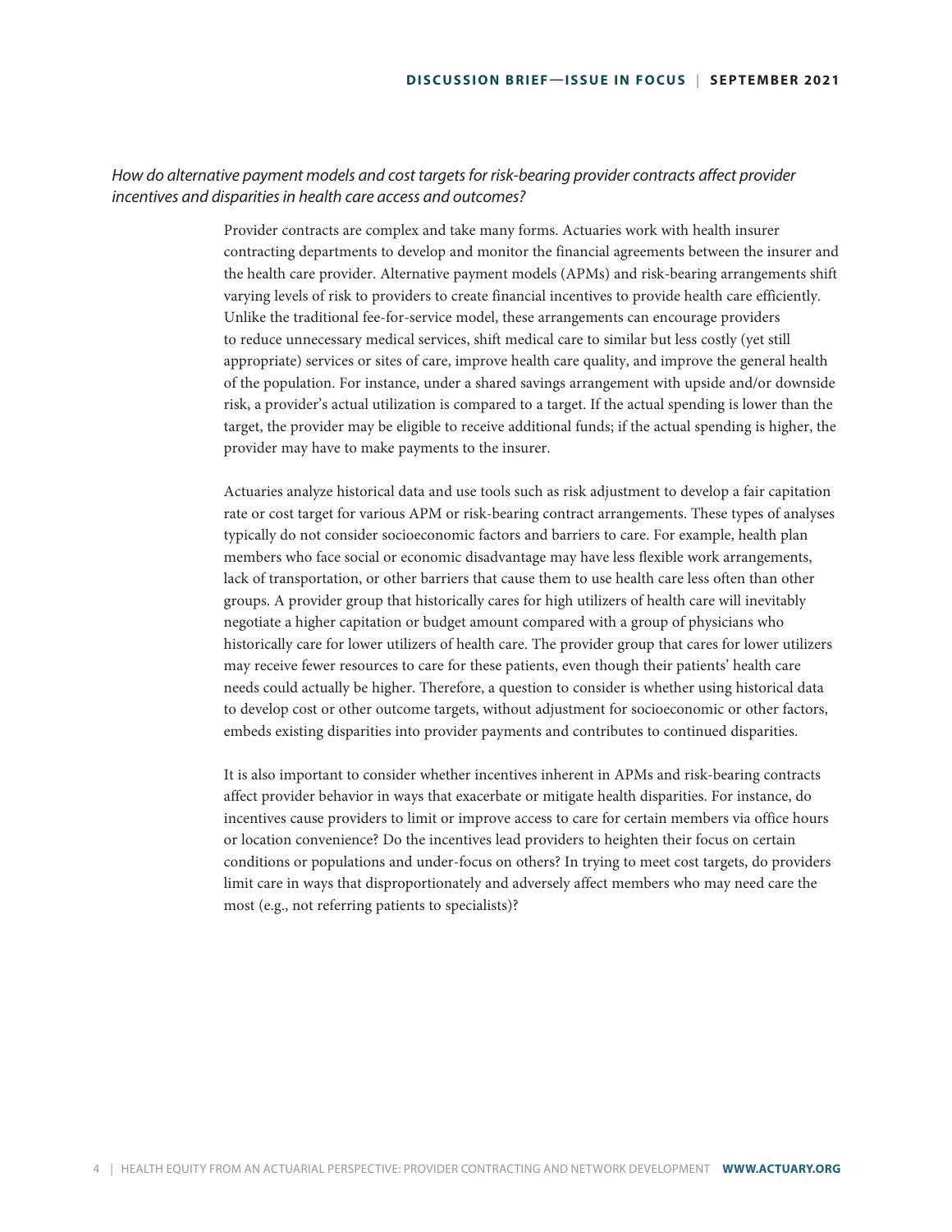*How do alternative payment models and cost targets for risk-bearing provider contracts affect provider incentives and disparities in health care access and outcomes?*

Provider contracts are complex and take many forms. Actuaries work with health insurer contracting departments to develop and monitor the financial agreements between the insurer and the health care provider. Alternative payment models (APMs) and risk-bearing arrangements shift varying levels of risk to providers to create financial incentives to provide health care efficiently. Unlike the traditional fee-for-service model, these arrangements can encourage providers to reduce unnecessary medical services, shift medical care to similar but less costly (yet still appropriate) services or sites of care, improve health care quality, and improve the general health of the population. For instance, under a shared savings arrangement with upside and/or downside risk, a provider's actual utilization is compared to a target. If the actual spending is lower than the target, the provider may be eligible to receive additional funds; if the actual spending is higher, the provider may have to make payments to the insurer.

Actuaries analyze historical data and use tools such as risk adjustment to develop a fair capitation rate or cost target for various APM or risk-bearing contract arrangements. These types of analyses typically do not consider socioeconomic factors and barriers to care. For example, health plan members who face social or economic disadvantage may have less flexible work arrangements, lack of transportation, or other barriers that cause them to use health care less often than other groups. A provider group that historically cares for high utilizers of health care will inevitably negotiate a higher capitation or budget amount compared with a group of physicians who historically care for lower utilizers of health care. The provider group that cares for lower utilizers may receive fewer resources to care for these patients, even though their patients' health care needs could actually be higher. Therefore, a question to consider is whether using historical data to develop cost or other outcome targets, without adjustment for socioeconomic or other factors, embeds existing disparities into provider payments and contributes to continued disparities.

It is also important to consider whether incentives inherent in APMs and risk-bearing contracts affect provider behavior in ways that exacerbate or mitigate health disparities. For instance, do incentives cause providers to limit or improve access to care for certain members via office hours or location convenience? Do the incentives lead providers to heighten their focus on certain conditions or populations and under-focus on others? In trying to meet cost targets, do providers limit care in ways that disproportionately and adversely affect members who may need care the most (e.g., not referring patients to specialists)?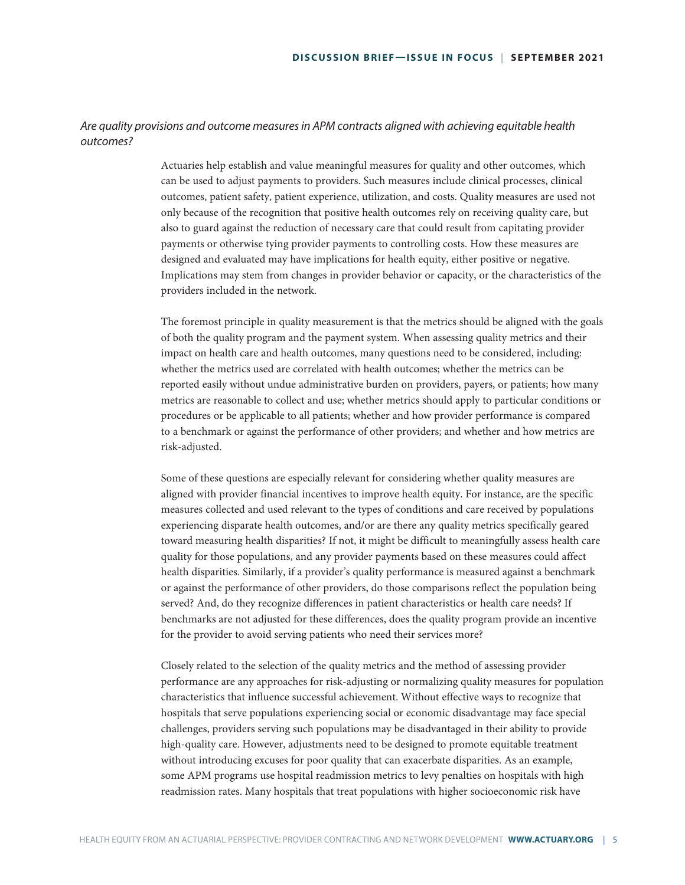*Are quality provisions and outcome measures in APM contracts aligned with achieving equitable health outcomes?*

Actuaries help establish and value meaningful measures for quality and other outcomes, which can be used to adjust payments to providers. Such measures include clinical processes, clinical outcomes, patient safety, patient experience, utilization, and costs. Quality measures are used not only because of the recognition that positive health outcomes rely on receiving quality care, but also to guard against the reduction of necessary care that could result from capitating provider payments or otherwise tying provider payments to controlling costs. How these measures are designed and evaluated may have implications for health equity, either positive or negative. Implications may stem from changes in provider behavior or capacity, or the characteristics of the providers included in the network.

The foremost principle in quality measurement is that the metrics should be aligned with the goals of both the quality program and the payment system. When assessing quality metrics and their impact on health care and health outcomes, many questions need to be considered, including: whether the metrics used are correlated with health outcomes; whether the metrics can be reported easily without undue administrative burden on providers, payers, or patients; how many metrics are reasonable to collect and use; whether metrics should apply to particular conditions or procedures or be applicable to all patients; whether and how provider performance is compared to a benchmark or against the performance of other providers; and whether and how metrics are risk-adjusted.

Some of these questions are especially relevant for considering whether quality measures are aligned with provider financial incentives to improve health equity. For instance, are the specific measures collected and used relevant to the types of conditions and care received by populations experiencing disparate health outcomes, and/or are there any quality metrics specifically geared toward measuring health disparities? If not, it might be difficult to meaningfully assess health care quality for those populations, and any provider payments based on these measures could affect health disparities. Similarly, if a provider's quality performance is measured against a benchmark or against the performance of other providers, do those comparisons reflect the population being served? And, do they recognize differences in patient characteristics or health care needs? If benchmarks are not adjusted for these differences, does the quality program provide an incentive for the provider to avoid serving patients who need their services more?

Closely related to the selection of the quality metrics and the method of assessing provider performance are any approaches for risk-adjusting or normalizing quality measures for population characteristics that influence successful achievement. Without effective ways to recognize that hospitals that serve populations experiencing social or economic disadvantage may face special challenges, providers serving such populations may be disadvantaged in their ability to provide high-quality care. However, adjustments need to be designed to promote equitable treatment without introducing excuses for poor quality that can exacerbate disparities. As an example, some APM programs use hospital readmission metrics to levy penalties on hospitals with high readmission rates. Many hospitals that treat populations with higher socioeconomic risk have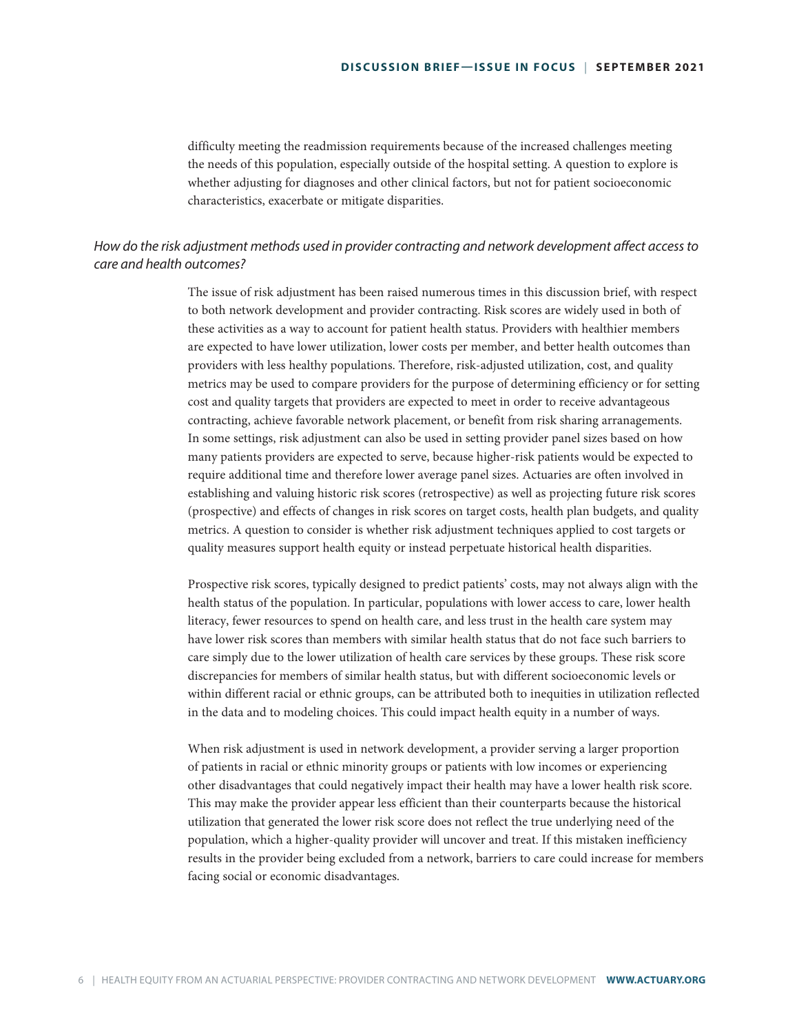difficulty meeting the readmission requirements because of the increased challenges meeting the needs of this population, especially outside of the hospital setting. A question to explore is whether adjusting for diagnoses and other clinical factors, but not for patient socioeconomic characteristics, exacerbate or mitigate disparities.

*How do the risk adjustment methods used in provider contracting and network development affect access to care and health outcomes?*

The issue of risk adjustment has been raised numerous times in this discussion brief, with respect to both network development and provider contracting. Risk scores are widely used in both of these activities as a way to account for patient health status. Providers with healthier members are expected to have lower utilization, lower costs per member, and better health outcomes than providers with less healthy populations. Therefore, risk-adjusted utilization, cost, and quality metrics may be used to compare providers for the purpose of determining efficiency or for setting cost and quality targets that providers are expected to meet in order to receive advantageous contracting, achieve favorable network placement, or benefit from risk sharing arrangements. In some settings, risk adjustment can also be used in setting provider panel sizes based on how many patients providers are expected to serve, because higher-risk patients would be expected to require additional time and therefore lower average panel sizes. Actuaries are often involved in establishing and valuing historic risk scores (retrospective) as well as projecting future risk scores (prospective) and effects of changes in risk scores on target costs, health plan budgets, and quality metrics. A question to consider is whether risk adjustment techniques applied to cost targets or quality measures support health equity or instead perpetuate historical health disparities.

Prospective risk scores, typically designed to predict patients' costs, may not always align with the health status of the population. In particular, populations with lower access to care, lower health literacy, fewer resources to spend on health care, and less trust in the health care system may have lower risk scores than members with similar health status that do not face such barriers to care simply due to the lower utilization of health care services by these groups. These risk score discrepancies for members of similar health status, but with different socioeconomic levels or within different racial or ethnic groups, can be attributed both to inequities in utilization reflected in the data and to modeling choices. This could impact health equity in a number of ways.

When risk adjustment is used in network development, a provider serving a larger proportion of patients in racial or ethnic minority groups or patients with low incomes or experiencing other disadvantages that could negatively impact their health may have a lower health risk score. This may make the provider appear less efficient than their counterparts because the historical utilization that generated the lower risk score does not reflect the true underlying need of the population, which a higher-quality provider will uncover and treat. If this mistaken inefficiency results in the provider being excluded from a network, barriers to care could increase for members facing social or economic disadvantages.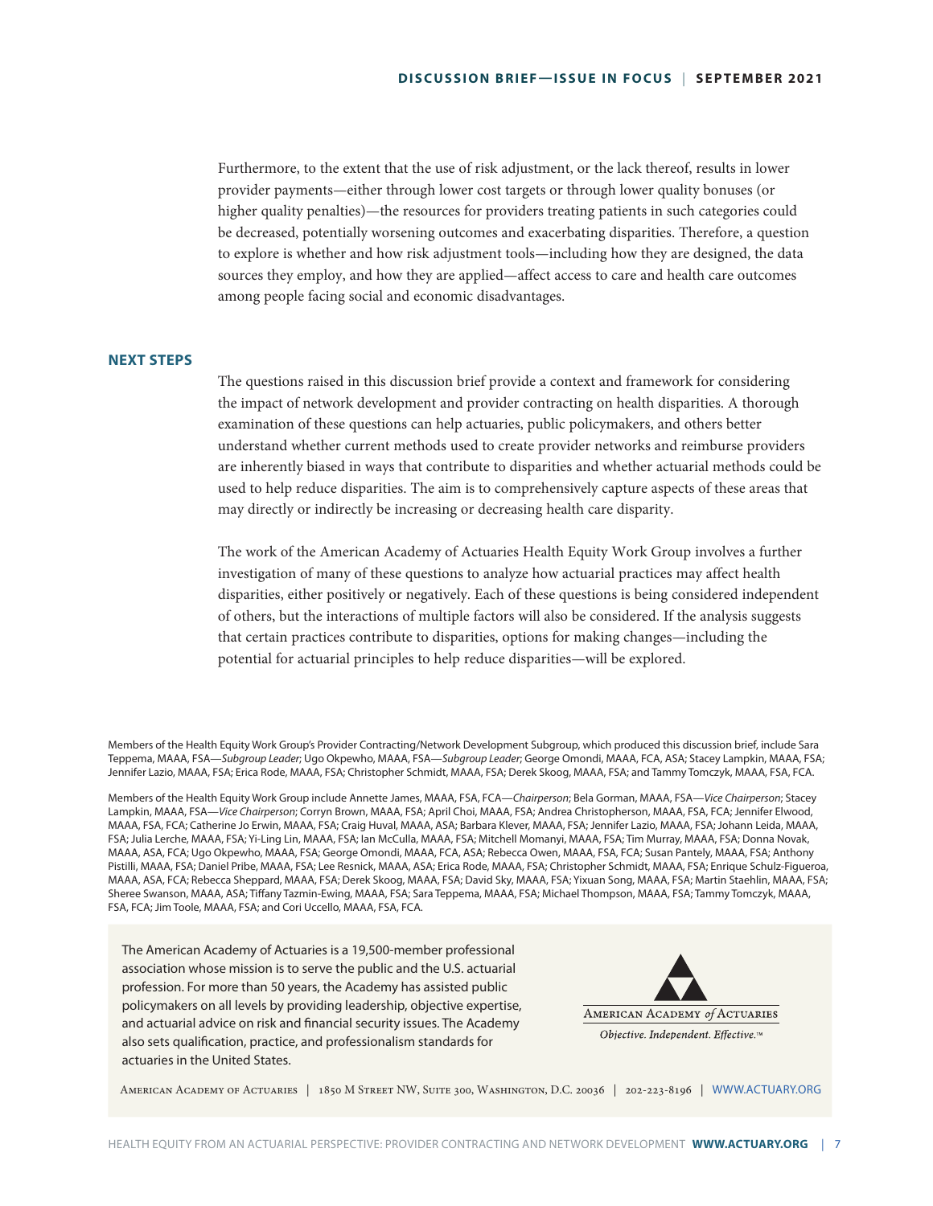Furthermore, to the extent that the use of risk adjustment, or the lack thereof, results in lower provider payments—either through lower cost targets or through lower quality bonuses (or higher quality penalties)—the resources for providers treating patients in such categories could be decreased, potentially worsening outcomes and exacerbating disparities. Therefore, a question to explore is whether and how risk adjustment tools—including how they are designed, the data sources they employ, and how they are applied—affect access to care and health care outcomes among people facing social and economic disadvantages.

## NEXT STEPS

The questions raised in this discussion brief provide a context and framework for considering the impact of network development and provider contracting on health disparities. A thorough examination of these questions can help actuaries, public policymakers, and others better understand whether current methods used to create provider networks and reimburse providers are inherently biased in ways that contribute to disparities and whether actuarial methods could be used to help reduce disparities. The aim is to comprehensively capture aspects of these areas that may directly or indirectly be increasing or decreasing health care disparity.

The work of the American Academy of Actuaries Health Equity Work Group involves a further investigation of many of these questions to analyze how actuarial practices may affect health disparities, either positively or negatively. Each of these questions is being considered independent of others, but the interactions of multiple factors will also be considered. If the analysis suggests that certain practices contribute to disparities, options for making changes—including the potential for actuarial principles to help reduce disparities—will be explored.

Members of the Health Equity Work Group's Provider Contracting/Network Development Subgroup, which produced this discussion brief, include Sara Teppema, MAAA, FSA—*Subgroup Leader*; Ugo Okpewho, MAAA, FSA—*Subgroup Leader*; George Omondi, MAAA, FCA, ASA; Stacey Lampkin, MAAA, FSA; Jennifer Lazio, MAAA, FSA; Erica Rode, MAAA, FSA; Christopher Schmidt, MAAA, FSA; Derek Skoog, MAAA, FSA; and Tammy Tomczyk, MAAA, FSA, FCA.

Members of the Health Equity Work Group include Annette James, MAAA, FSA, FCA—*Chairperson*; Bela Gorman, MAAA, FSA—*Vice Chairperson*; Stacey Lampkin, MAAA, FSA—*Vice Chairperson*; Corryn Brown, MAAA, FSA; April Choi, MAAA, FSA; Andrea Christopherson, MAAA, FSA, FCA; Jennifer Elwood, MAAA, FSA, FCA; Catherine Jo Erwin, MAAA, FSA; Craig Huval, MAAA, ASA; Barbara Klever, MAAA, FSA; Jennifer Lazio, MAAA, FSA; Johann Leida, MAAA, FSA; Julia Lerche, MAAA, FSA; Yi-Ling Lin, MAAA, FSA; Ian McCulla, MAAA, FSA; Mitchell Momanyi, MAAA, FSA; Tim Murray, MAAA, FSA; Donna Novak, MAAA, ASA, FCA; Ugo Okpewho, MAAA, FSA; George Omondi, MAAA, FCA, ASA; Rebecca Owen, MAAA, FSA, FCA; Susan Pantely, MAAA, FSA; Anthony Pistilli, MAAA, FSA; Daniel Pribe, MAAA, FSA; Lee Resnick, MAAA, ASA; Erica Rode, MAAA, FSA; Christopher Schmidt, MAAA, FSA; Enrique Schulz-Figueroa, MAAA, ASA, FCA; Rebecca Sheppard, MAAA, FSA; Derek Skoog, MAAA, FSA; David Sky, MAAA, FSA; Yixuan Song, MAAA, FSA; Martin Staehlin, MAAA, FSA; Sheree Swanson, MAAA, ASA; Tiffany Tazmin-Ewing, MAAA, FSA; Sara Teppema, MAAA, FSA; Michael Thompson, MAAA, FSA; Tammy Tomczyk, MAAA, FSA, FCA; Jim Toole, MAAA, FSA; and Cori Uccello, MAAA, FSA, FCA.

The American Academy of Actuaries is a 19,500-member professional association whose mission is to serve the public and the U.S. actuarial profession. For more than 50 years, the Academy has assisted public policymakers on all levels by providing leadership, objective expertise, and actuarial advice on risk and financial security issues. The Academy also sets qualification, practice, and professionalism standards for actuaries in the United States.

AMERICAN ACADEMY *of* ACTUARIES

*Objective. Independent. Effective.™*

AMERICAN ACADEMY OF ACTUARIES | 1850 M STREET NW, SUITE 300, WASHINGTON, D.C. 20036 | 202-223-8196 | WWW.ACTUARY.ORG